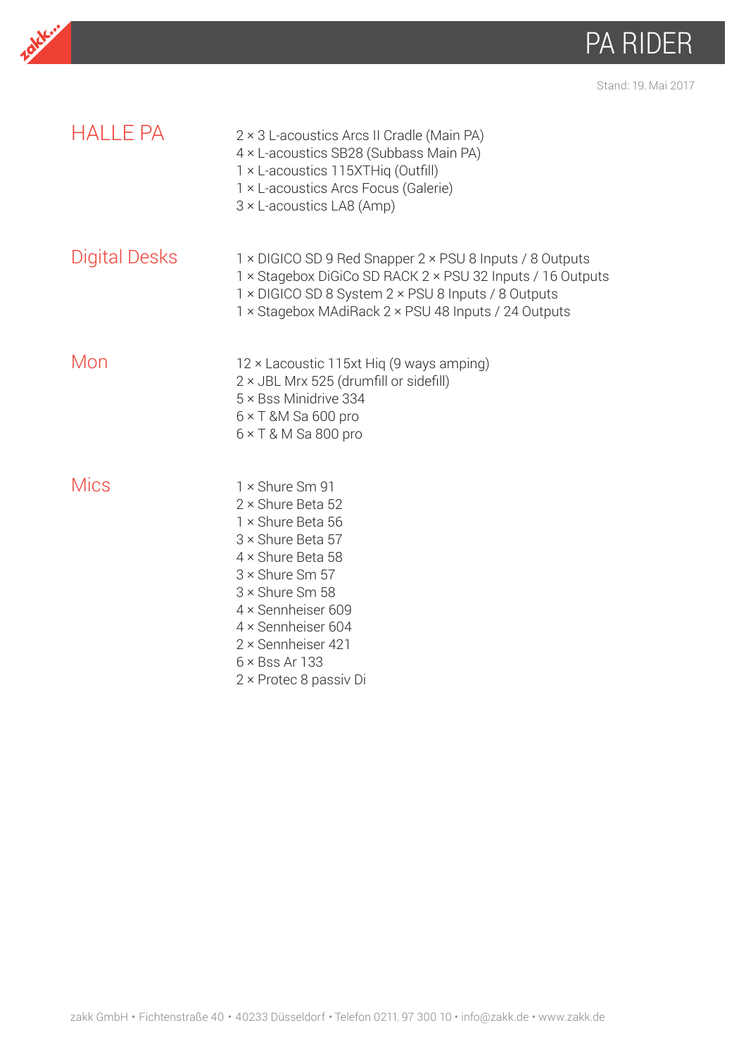# PA RIDER

Stand: 19. Mai 2017

## HALLE PA

2 × 3 L-acoustics Arcs II Cradle (Main PA)
4 × L-acoustics SB28 (Subbass Main PA)
1 × L-acoustics 115XTHiq (Outfill)
1 × L-acoustics Arcs Focus (Galerie)
3 × L-acoustics LA8 (Amp)

## Digital Desks

1 × DIGICO SD 9 Red Snapper 2 × PSU 8 Inputs / 8 Outputs
1 × Stagebox DiGiCo SD RACK 2 × PSU 32 Inputs / 16 Outputs
1 × DIGICO SD 8 System 2 × PSU 8 Inputs / 8 Outputs
1 × Stagebox MAdiRack 2 × PSU 48 Inputs / 24 Outputs

## Mon

12 × Lacoustic 115xt Hiq (9 ways amping)
2 × JBL Mrx 525 (drumfill or sidefill)
5 × Bss Minidrive 334
6 × T &M Sa 600 pro
6 × T & M Sa 800 pro

## Mics

1 × Shure Sm 91
2 × Shure Beta 52
1 × Shure Beta 56
3 × Shure Beta 57
4 × Shure Beta 58
3 × Shure Sm 57
3 × Shure Sm 58
4 × Sennheiser 609
4 × Sennheiser 604
2 × Sennheiser 421
6 × Bss Ar 133
2 × Protec 8 passiv Di

zakk GmbH • Fichtenstraße 40 • 40233 Düsseldorf • Telefon 0211. 97 300 10 • info@zakk.de • www.zakk.de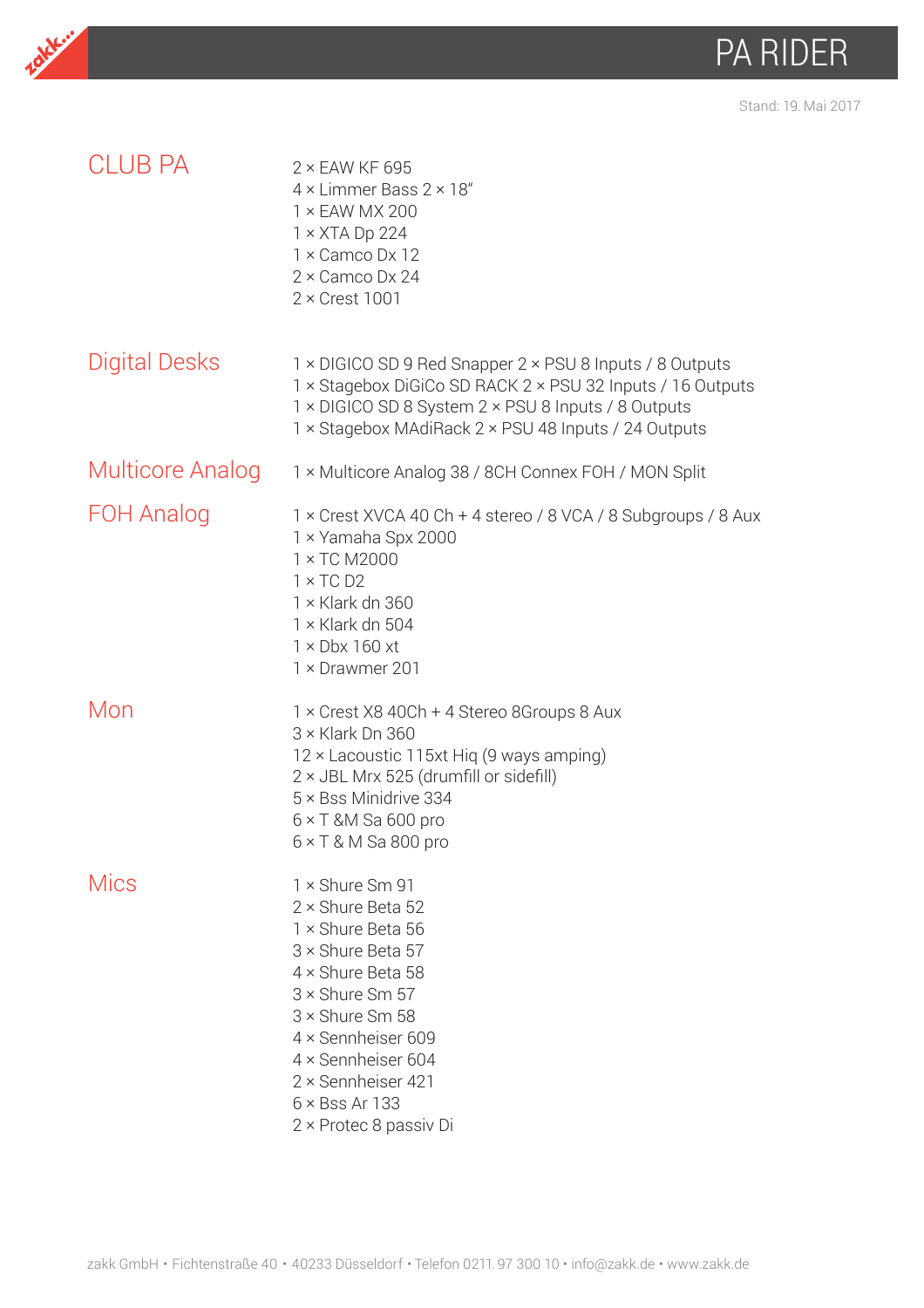# PA RIDER

Stand: 19. Mai 2017

## CLUB PA

2 × EAW KF 695
4 × Limmer Bass 2 × 18"
1 × EAW MX 200
1 × XTA Dp 224
1 × Camco Dx 12
2 × Camco Dx 24
2 × Crest 1001

## Digital Desks

1 × DIGICO SD 9 Red Snapper 2 × PSU 8 Inputs / 8 Outputs
1 × Stagebox DiGiCo SD RACK 2 × PSU 32 Inputs / 16 Outputs
1 × DIGICO SD 8 System 2 × PSU 8 Inputs / 8 Outputs
1 × Stagebox MAdiRack 2 × PSU 48 Inputs / 24 Outputs

## Multicore Analog

1 × Multicore Analog 38 / 8CH Connex FOH / MON Split

## FOH Analog

1 × Crest XVCA 40 Ch + 4 stereo / 8 VCA / 8 Subgroups / 8 Aux
1 × Yamaha Spx 2000
1 × TC M2000
1 × TC D2
1 × Klark dn 360
1 × Klark dn 504
1 × Dbx 160 xt
1 × Drawmer 201

## Mon

1 × Crest X8 40Ch + 4 Stereo 8Groups 8 Aux
3 × Klark Dn 360
12 × Lacoustic 115xt Hiq (9 ways amping)
2 × JBL Mrx 525 (drumfill or sidefill)
5 × Bss Minidrive 334
6 × T &M Sa 600 pro
6 × T & M Sa 800 pro

## Mics

1 × Shure Sm 91
2 × Shure Beta 52
1 × Shure Beta 56
3 × Shure Beta 57
4 × Shure Beta 58
3 × Shure Sm 57
3 × Shure Sm 58
4 × Sennheiser 609
4 × Sennheiser 604
2 × Sennheiser 421
6 × Bss Ar 133
2 × Protec 8 passiv Di

zakk GmbH • Fichtenstraße 40 • 40233 Düsseldorf • Telefon 0211. 97 300 10 • info@zakk.de • www.zakk.de